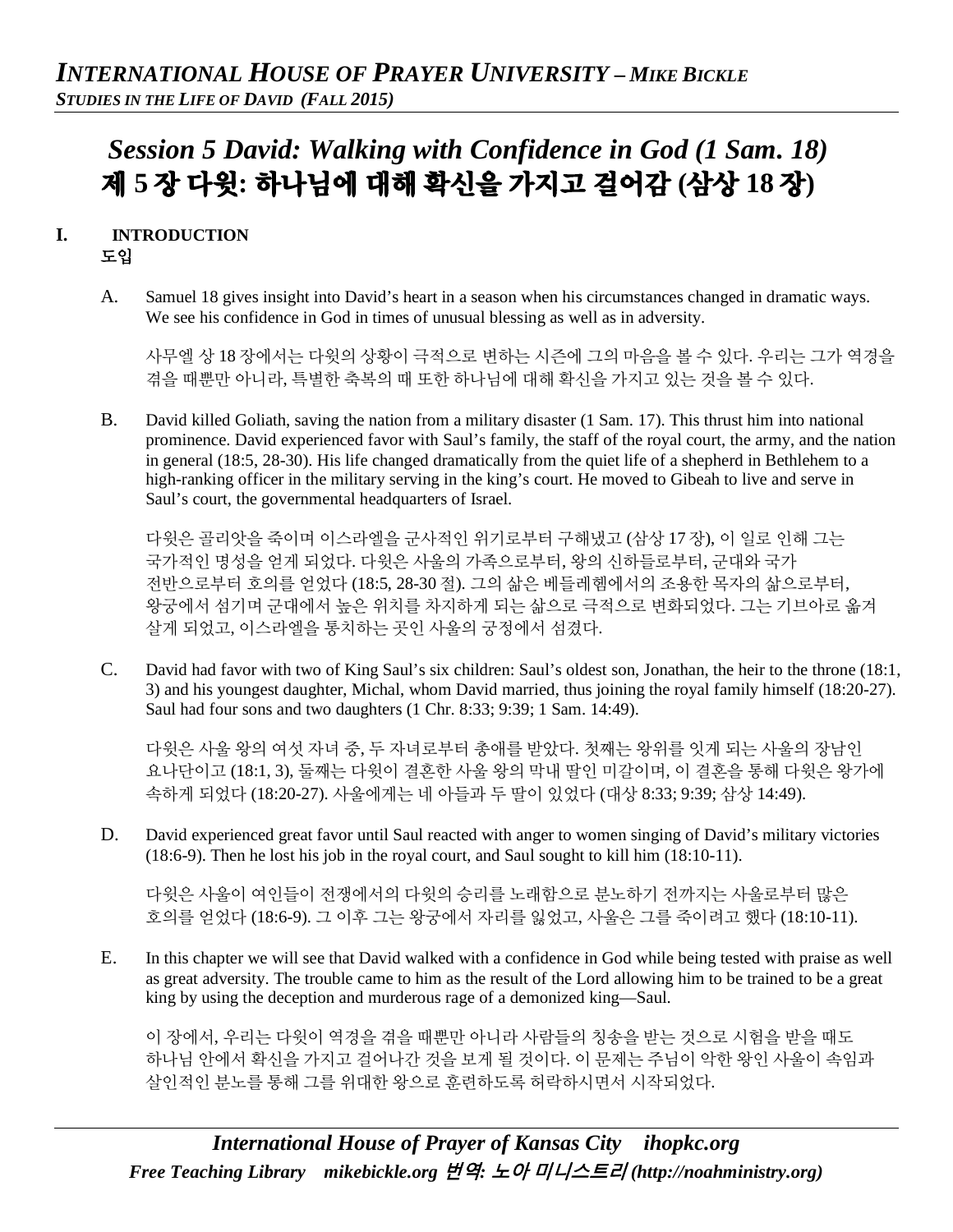# *Session 5 David: Walking with Confidence in God (1 Sam. 18)*
# 제 5 장 다윗: 하나님에 대해 확신을 가지고 걸어감 (삼상 18 장)

## I. INTRODUCTION
## 도입

A. Samuel 18 gives insight into David's heart in a season when his circumstances changed in dramatic ways. We see his confidence in God in times of unusual blessing as well as in adversity.

사무엘 상 18 장에서는 다윗의 상황이 극적으로 변하는 시즌에 그의 마음을 볼 수 있다. 우리는 그가 역경을 겪을 때뿐만 아니라, 특별한 축복의 때 또한 하나님에 대해 확신을 가지고 있는 것을 볼 수 있다.

B. David killed Goliath, saving the nation from a military disaster (1 Sam. 17). This thrust him into national prominence. David experienced favor with Saul's family, the staff of the royal court, the army, and the nation in general (18:5, 28-30). His life changed dramatically from the quiet life of a shepherd in Bethlehem to a high-ranking officer in the military serving in the king's court. He moved to Gibeah to live and serve in Saul's court, the governmental headquarters of Israel.

다윗은 골리앗을 죽이며 이스라엘을 군사적인 위기로부터 구해냈고 (삼상 17 장), 이 일로 인해 그는 국가적인 명성을 얻게 되었다. 다윗은 사울의 가족으로부터, 왕의 신하들로부터, 군대와 국가 전반으로부터 호의를 얻었다 (18:5, 28-30 절). 그의 삶은 베들레헴에서의 조용한 목자의 삶으로부터, 왕궁에서 섬기며 군대에서 높은 위치를 차지하게 되는 삶으로 극적으로 변화되었다. 그는 기브아로 옮겨 살게 되었고, 이스라엘을 통치하는 곳인 사울의 궁정에서 섬겼다.

C. David had favor with two of King Saul's six children: Saul's oldest son, Jonathan, the heir to the throne (18:1, 3) and his youngest daughter, Michal, whom David married, thus joining the royal family himself (18:20-27). Saul had four sons and two daughters (1 Chr. 8:33; 9:39; 1 Sam. 14:49).

다윗은 사울 왕의 여섯 자녀 중, 두 자녀로부터 총애를 받았다. 첫째는 왕위를 잇게 되는 사울의 장남인 요나단이고 (18:1, 3), 둘째는 다윗이 결혼한 사울 왕의 막내 딸인 미갈이며, 이 결혼을 통해 다윗은 왕가에 속하게 되었다 (18:20-27). 사울에게는 네 아들과 두 딸이 있었다 (대상 8:33; 9:39; 삼상 14:49).

D. David experienced great favor until Saul reacted with anger to women singing of David's military victories (18:6-9). Then he lost his job in the royal court, and Saul sought to kill him (18:10-11).

다윗은 사울이 여인들이 전쟁에서의 다윗의 승리를 노래함으로 분노하기 전까지는 사울로부터 많은 호의를 얻었다 (18:6-9). 그 이후 그는 왕궁에서 자리를 잃었고, 사울은 그를 죽이려고 했다 (18:10-11).

E. In this chapter we will see that David walked with a confidence in God while being tested with praise as well as great adversity. The trouble came to him as the result of the Lord allowing him to be trained to be a great king by using the deception and murderous rage of a demonized king—Saul.

이 장에서, 우리는 다윗이 역경을 겪을 때뿐만 아니라 사람들의 칭송을 받는 것으로 시험을 받을 때도 하나님 안에서 확신을 가지고 걸어나간 것을 보게 될 것이다. 이 문제는 주님이 악한 왕인 사울이 속임과 살인적인 분노를 통해 그를 위대한 왕으로 훈련하도록 허락하시면서 시작되었다.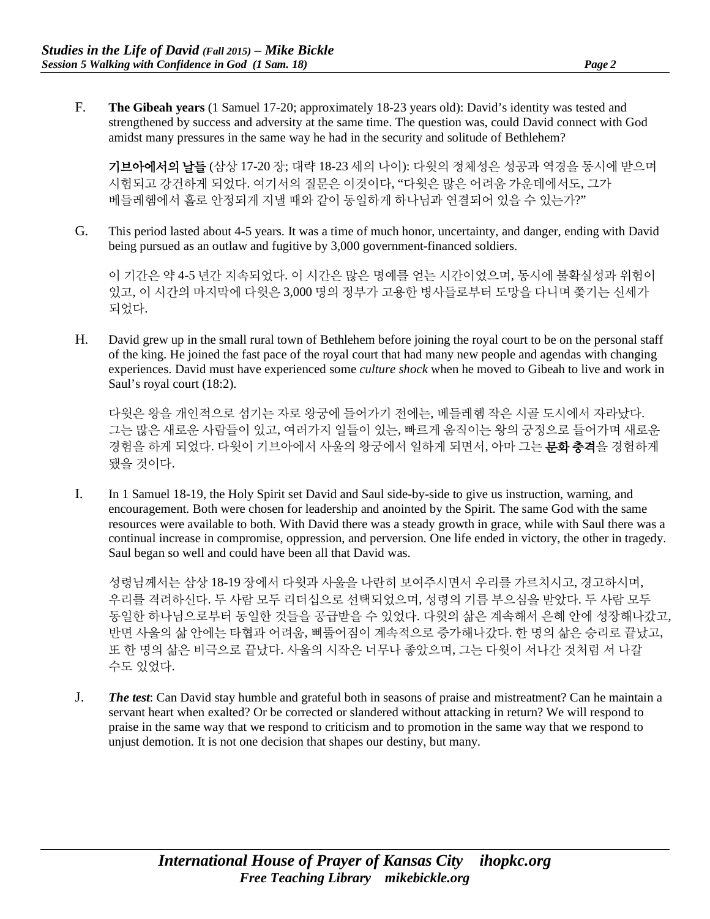F. **The Gibeah years** (1 Samuel 17-20; approximately 18-23 years old): David's identity was tested and strengthened by success and adversity at the same time. The question was, could David connect with God amidst many pressures in the same way he had in the security and solitude of Bethlehem?

**기브아에서의 날들** (삼상 17-20 장; 대략 18-23 세의 나이): 다윗의 정체성은 성공과 역경을 동시에 받으며 시험되고 강건하게 되었다. 여기서의 질문은 이것이다, "다윗은 많은 어려움 가운데에서도, 그가 베들레헴에서 홀로 안정되게 지낼 때와 같이 동일하게 하나님과 연결되어 있을 수 있는가?"

G. This period lasted about 4-5 years. It was a time of much honor, uncertainty, and danger, ending with David being pursued as an outlaw and fugitive by 3,000 government-financed soldiers.

이 기간은 약 4-5 년간 지속되었다. 이 시간은 많은 명예를 얻는 시간이었으며, 동시에 불확실성과 위험이 있고, 이 시간의 마지막에 다윗은 3,000 명의 정부가 고용한 병사들로부터 도망을 다니며 쫓기는 신세가 되었다.

H. David grew up in the small rural town of Bethlehem before joining the royal court to be on the personal staff of the king. He joined the fast pace of the royal court that had many new people and agendas with changing experiences. David must have experienced some *culture shock* when he moved to Gibeah to live and work in Saul's royal court (18:2).

다윗은 왕을 개인적으로 섬기는 자로 왕궁에 들어가기 전에는, 베들레헴 작은 시골 도시에서 자라났다. 그는 많은 새로운 사람들이 있고, 여러가지 일들이 있는, 빠르게 움직이는 왕의 궁정으로 들어가며 새로운 경험을 하게 되었다. 다윗이 기브아에서 사울의 왕궁에서 일하게 되면서, 아마 그는 **문화 충격**을 경험하게 됐을 것이다.

I. In 1 Samuel 18-19, the Holy Spirit set David and Saul side-by-side to give us instruction, warning, and encouragement. Both were chosen for leadership and anointed by the Spirit. The same God with the same resources were available to both. With David there was a steady growth in grace, while with Saul there was a continual increase in compromise, oppression, and perversion. One life ended in victory, the other in tragedy. Saul began so well and could have been all that David was.

성령님께서는 삼상 18-19 장에서 다윗과 사울을 나란히 보여주시면서 우리를 가르치시고, 경고하시며, 우리를 격려하신다. 두 사람 모두 리더십으로 선택되었으며, 성령의 기름 부으심을 받았다. 두 사람 모두 동일한 하나님으로부터 동일한 것들을 공급받을 수 있었다. 다윗의 삶은 계속해서 은혜 안에 성장해나갔고, 반면 사울의 삶 안에는 타협과 어려움, 삐뚤어짐이 계속적으로 증가해나갔다. 한 명의 삶은 승리로 끝났고, 또 한 명의 삶은 비극으로 끝났다. 사울의 시작은 너무나 좋았으며, 그는 다윗이 서나간 것처럼 서 나갈 수도 있었다.

J. ***The test***: Can David stay humble and grateful both in seasons of praise and mistreatment? Can he maintain a servant heart when exalted? Or be corrected or slandered without attacking in return? We will respond to praise in the same way that we respond to criticism and to promotion in the same way that we respond to unjust demotion. It is not one decision that shapes our destiny, but many.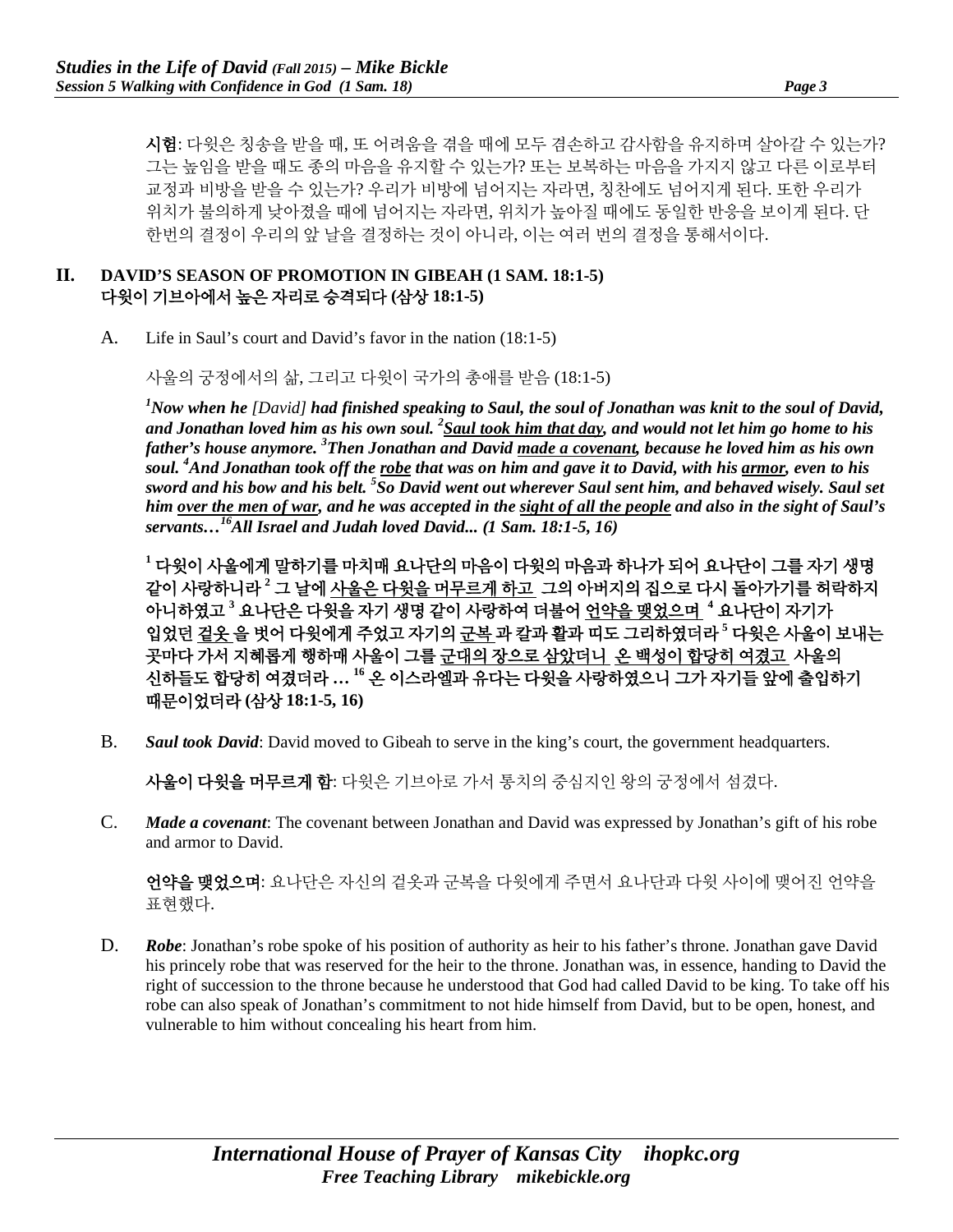**시험**: 다윗은 칭송을 받을 때, 또 어려움을 겪을 때에 모두 겸손하고 감사함을 유지하며 살아갈 수 있는가? 그는 높임을 받을 때도 종의 마음을 유지할 수 있는가? 또는 보복하는 마음을 가지지 않고 다른 이로부터 교정과 비방을 받을 수 있는가? 우리가 비방에 넘어지는 자라면, 칭찬에도 넘어지게 된다. 또한 우리가 위치가 불의하게 낮아졌을 때에 넘어지는 자라면, 위치가 높아질 때에도 동일한 반응을 보이게 된다. 단 한번의 결정이 우리의 앞 날을 결정하는 것이 아니라, 이는 여러 번의 결정을 통해서이다.

## II. DAVID'S SEASON OF PROMOTION IN GIBEAH (1 SAM. 18:1-5)
## 다윗이 기브아에서 높은 자리로 승격되다 (삼상 18:1-5)

A. Life in Saul's court and David's favor in the nation (18:1-5)

사울의 궁정에서의 삶, 그리고 다윗이 국가의 총애를 받음 (18:1-5)

***[1]Now when he [David] had finished speaking to Saul, the soul of Jonathan was knit to the soul of David, and Jonathan loved him as his own soul. [2]<u>Saul took him that day</u>, and would not let him go home to his father's house anymore. [3]Then Jonathan and David <u>made a covenant</u>, because he loved him as his own soul. [4]And Jonathan took off the <u>robe</u> that was on him and gave it to David, with his <u>armor</u>, even to his sword and his bow and his belt. [5]So David went out wherever Saul sent him, and behaved wisely. Saul set him <u>over the men of war</u>, and he was accepted in the <u>sight of all the people</u> and also in the sight of Saul's servants…[16]All Israel and Judah loved David... (1 Sam. 18:1-5, 16)***

**[1] 다윗이 사울에게 말하기를 마치매 요나단의 마음이 다윗의 마음과 하나가 되어 요나단이 그를 자기 생명 같이 사랑하니라 [2] 그 날에 <u>사울은 다윗을 머무르게 하고</u> 그의 아버지의 집으로 다시 돌아가기를 허락하지 아니하였고 [3] 요나단은 다윗을 자기 생명 같이 사랑하여 더불어 <u>언약을 맺었으며</u> [4] 요나단이 자기가 입었던 <u>겉옷</u> 을 벗어 다윗에게 주었고 자기의 <u>군복</u> 과 칼과 활과 띠도 그리하였더라 [5] 다윗은 사울이 보내는 곳마다 가서 지혜롭게 행하매 사울이 그를 <u>군대의 장으로 삼았더니</u> <u>온 백성이 합당히 여겼고</u> 사울의 신하들도 합당히 여겼더라 … [16] 온 이스라엘과 유다는 다윗을 사랑하였으니 그가 자기들 앞에 출입하기 때문이었더라 (삼상 18:1-5, 16)**

B. ***Saul took David***: David moved to Gibeah to serve in the king's court, the government headquarters.

**사울이 다윗을 머무르게 함**: 다윗은 기브아로 가서 통치의 중심지인 왕의 궁정에서 섬겼다.

C. ***Made a covenant***: The covenant between Jonathan and David was expressed by Jonathan's gift of his robe and armor to David.

**언약을 맺었으며**: 요나단은 자신의 겉옷과 군복을 다윗에게 주면서 요나단과 다윗 사이에 맺어진 언약을 표현했다.

D. ***Robe***: Jonathan's robe spoke of his position of authority as heir to his father's throne. Jonathan gave David his princely robe that was reserved for the heir to the throne. Jonathan was, in essence, handing to David the right of succession to the throne because he understood that God had called David to be king. To take off his robe can also speak of Jonathan's commitment to not hide himself from David, but to be open, honest, and vulnerable to him without concealing his heart from him.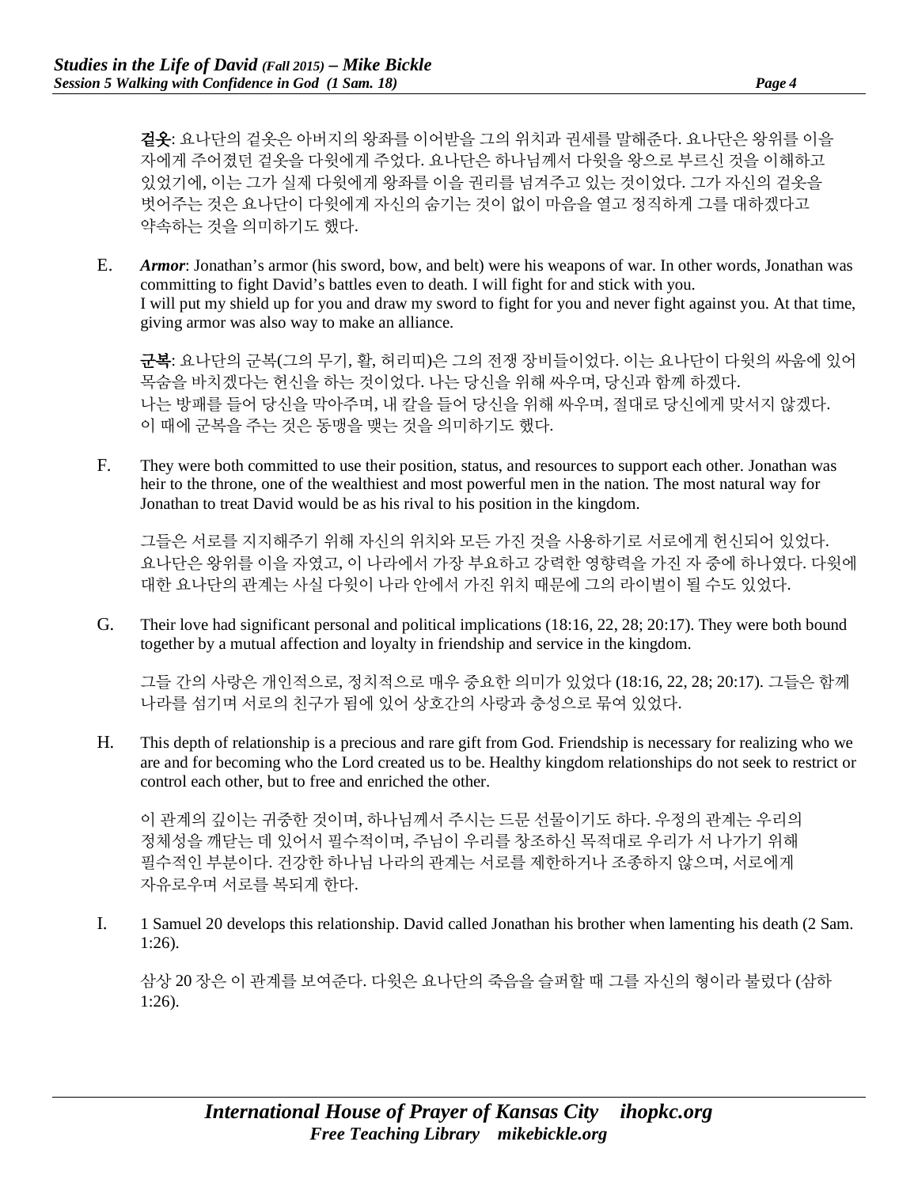**겉옷**: 요나단의 겉옷은 아버지의 왕좌를 이어받을 그의 위치과 권세를 말해준다. 요나단은 왕위를 이을 자에게 주어졌던 겉옷을 다윗에게 주었다. 요나단은 하나님께서 다윗을 왕으로 부르신 것을 이해하고 있었기에, 이는 그가 실제 다윗에게 왕좌를 이을 권리를 넘겨주고 있는 것이었다. 그가 자신의 겉옷을 벗어주는 것은 요나단이 다윗에게 자신의 숨기는 것이 없이 마음을 열고 정직하게 그를 대하겠다고 약속하는 것을 의미하기도 했다.

E. ***Armor***: Jonathan's armor (his sword, bow, and belt) were his weapons of war. In other words, Jonathan was committing to fight David's battles even to death. I will fight for and stick with you. I will put my shield up for you and draw my sword to fight for you and never fight against you. At that time, giving armor was also way to make an alliance.

**군복**: 요나단의 군복(그의 무기, 활, 허리띠)은 그의 전쟁 장비들이었다. 이는 요나단이 다윗의 싸움에 있어 목숨을 바치겠다는 헌신을 하는 것이었다. 나는 당신을 위해 싸우며, 당신과 함께 하겠다. 나는 방패를 들어 당신을 막아주며, 내 칼을 들어 당신을 위해 싸우며, 절대로 당신에게 맞서지 않겠다. 이 때에 군복을 주는 것은 동맹을 맺는 것을 의미하기도 했다.

F. They were both committed to use their position, status, and resources to support each other. Jonathan was heir to the throne, one of the wealthiest and most powerful men in the nation. The most natural way for Jonathan to treat David would be as his rival to his position in the kingdom.

그들은 서로를 지지해주기 위해 자신의 위치와 모든 가진 것을 사용하기로 서로에게 헌신되어 있었다. 요나단은 왕위를 이을 자였고, 이 나라에서 가장 부요하고 강력한 영향력을 가진 자 중에 하나였다. 다윗에 대한 요나단의 관계는 사실 다윗이 나라 안에서 가진 위치 때문에 그의 라이벌이 될 수도 있었다.

G. Their love had significant personal and political implications (18:16, 22, 28; 20:17). They were both bound together by a mutual affection and loyalty in friendship and service in the kingdom.

그들 간의 사랑은 개인적으로, 정치적으로 매우 중요한 의미가 있었다 (18:16, 22, 28; 20:17). 그들은 함께 나라를 섬기며 서로의 친구가 됨에 있어 상호간의 사랑과 충성으로 묶여 있었다.

H. This depth of relationship is a precious and rare gift from God. Friendship is necessary for realizing who we are and for becoming who the Lord created us to be. Healthy kingdom relationships do not seek to restrict or control each other, but to free and enriched the other.

이 관계의 깊이는 귀중한 것이며, 하나님께서 주시는 드문 선물이기도 하다. 우정의 관계는 우리의 정체성을 깨닫는 데 있어서 필수적이며, 주님이 우리를 창조하신 목적대로 우리가 서 나가기 위해 필수적인 부분이다. 건강한 하나님 나라의 관계는 서로를 제한하거나 조종하지 않으며, 서로에게 자유로우며 서로를 복되게 한다.

I. 1 Samuel 20 develops this relationship. David called Jonathan his brother when lamenting his death (2 Sam. 1:26).

삼상 20 장은 이 관계를 보여준다. 다윗은 요나단의 죽음을 슬퍼할 때 그를 자신의 형이라 불렀다 (삼하 1:26).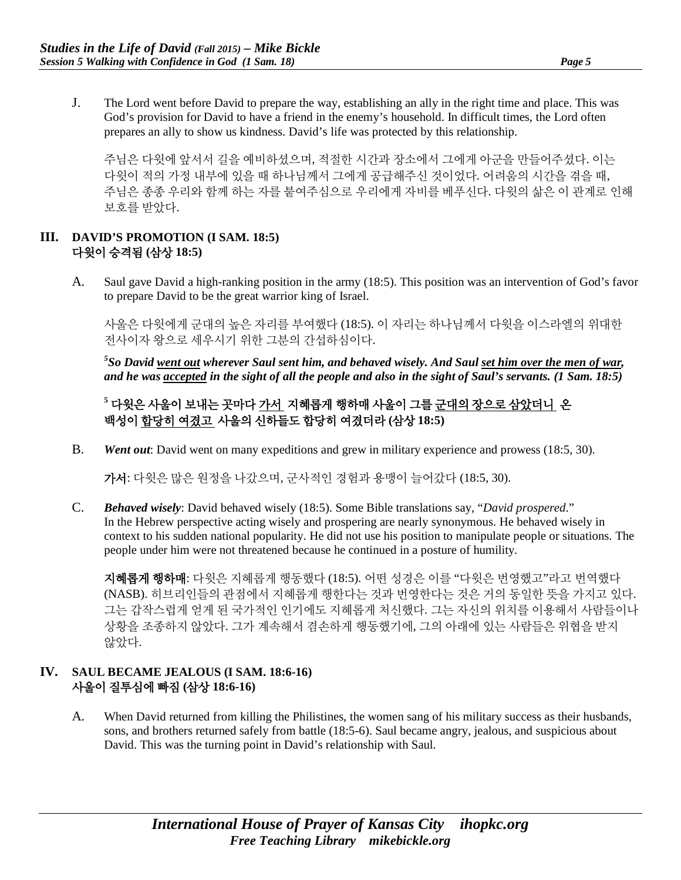J. The Lord went before David to prepare the way, establishing an ally in the right time and place. This was God's provision for David to have a friend in the enemy's household. In difficult times, the Lord often prepares an ally to show us kindness. David's life was protected by this relationship.

주님은 다윗에 앞서서 길을 예비하셨으며, 적절한 시간과 장소에서 그에게 아군을 만들어주셨다. 이는 다윗이 적의 가정 내부에 있을 때 하나님께서 그에게 공급해주신 것이었다. 어려움의 시간을 겪을 때, 주님은 종종 우리와 함께 하는 자를 붙여주심으로 우리에게 자비를 베푸신다. 다윗의 삶은 이 관계로 인해 보호를 받았다.

## III. DAVID'S PROMOTION (I SAM. 18:5)
## 다윗이 승격됨 (삼상 18:5)

A. Saul gave David a high-ranking position in the army (18:5). This position was an intervention of God's favor to prepare David to be the great warrior king of Israel.

사울은 다윗에게 군대의 높은 자리를 부여했다 (18:5). 이 자리는 하나님께서 다윗을 이스라엘의 위대한 전사이자 왕으로 세우시기 위한 그분의 간섭하심이다.

***5So David <u>went out</u> wherever Saul sent him, and behaved wisely. And Saul <u>set him over the men of war</u>, and he was <u>accepted</u> in the sight of all the people and also in the sight of Saul's servants. (1 Sam. 18:5)***

**5 다윗은 사울이 보내는 곳마다 <u>가서</u> 지혜롭게 행하매 사울이 그를 <u>군대의 장으로 삼았더니</u> 온 백성이 <u>합당히 여겼고</u> 사울의 신하들도 합당히 여겼더라 (삼상 18:5)**

B. ***Went out***: David went on many expeditions and grew in military experience and prowess (18:5, 30).

**가서**: 다윗은 많은 원정을 나갔으며, 군사적인 경험과 용맹이 늘어갔다 (18:5, 30).

C. ***Behaved wisely***: David behaved wisely (18:5). Some Bible translations say, "*David prospered*." In the Hebrew perspective acting wisely and prospering are nearly synonymous. He behaved wisely in context to his sudden national popularity. He did not use his position to manipulate people or situations. The people under him were not threatened because he continued in a posture of humility.

**지혜롭게 행하매**: 다윗은 지혜롭게 행동했다 (18:5). 어떤 성경은 이를 "다윗은 번영했고"라고 번역했다 (NASB). 히브리인들의 관점에서 지혜롭게 행한다는 것과 번영한다는 것은 거의 동일한 뜻을 가지고 있다. 그는 갑작스럽게 얻게 된 국가적인 인기에도 지혜롭게 처신했다. 그는 자신의 위치를 이용해서 사람들이나 상황을 조종하지 않았다. 그가 계속해서 겸손하게 행동했기에, 그의 아래에 있는 사람들은 위협을 받지 않았다.

## IV. SAUL BECAME JEALOUS (I SAM. 18:6-16)
## 사울이 질투심에 빠짐 (삼상 18:6-16)

A. When David returned from killing the Philistines, the women sang of his military success as their husbands, sons, and brothers returned safely from battle (18:5-6). Saul became angry, jealous, and suspicious about David. This was the turning point in David's relationship with Saul.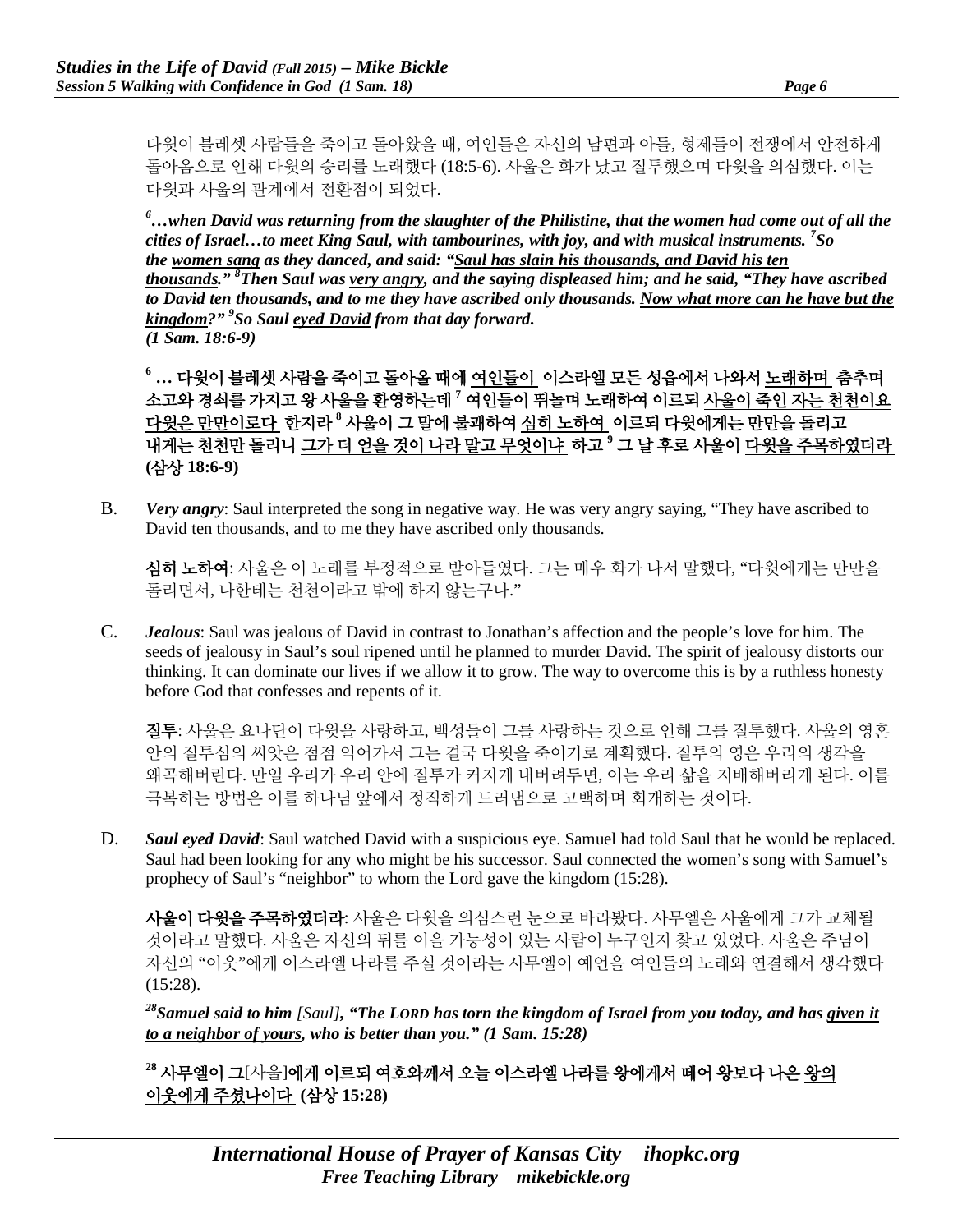다윗이 블레셋 사람들을 죽이고 돌아왔을 때, 여인들은 자신의 남편과 아들, 형제들이 전쟁에서 안전하게 돌아옴으로 인해 다윗의 승리를 노래했다 (18:5-6). 사울은 화가 났고 질투했으며 다윗을 의심했다. 이는 다윗과 사울의 관계에서 전환점이 되었다.

***[6]…when David was returning from the slaughter of the Philistine, that the women had come out of all the cities of Israel…to meet King Saul, with tambourines, with joy, and with musical instruments. [7]So the <u>women sang</u> as they danced, and said: "<u>Saul has slain his thousands, and David his ten thousands</u>." [8]Then Saul was <u>very angry</u>, and the saying displeased him; and he said, "They have ascribed to David ten thousands, and to me they have ascribed only thousands. <u>Now what more can he have but the kingdom</u>?" [9]So Saul <u>eyed David</u> from that day forward. (1 Sam. 18:6-9)***

**[6] … 다윗이 블레셋 사람을 죽이고 돌아올 때에 <u>여인들이</u> 이스라엘 모든 성읍에서 나와서 <u>노래하며</u> 춤추며 소고와 경쇠를 가지고 왕 사울을 환영하는데 [7] 여인들이 뛰놀며 노래하여 이르되 <u>사울이 죽인 자는 천천이요 다윗은 만만이로다</u> 한지라 [8] 사울이 그 말에 불쾌하여 <u>심히 노하여</u> 이르되 다윗에게는 만만을 돌리고 내게는 천천만 돌리니 <u>그가 더 얻을 것이 나라 말고 무엇이냐</u> 하고 [9] 그 날 후로 사울이 <u>다윗을 주목하였더라</u> (삼상 18:6-9)**

B. ***Very angry***: Saul interpreted the song in negative way. He was very angry saying, "They have ascribed to David ten thousands, and to me they have ascribed only thousands.

**심히 노하여**: 사울은 이 노래를 부정적으로 받아들였다. 그는 매우 화가 나서 말했다, "다윗에게는 만만을 돌리면서, 나한테는 천천이라고 밖에 하지 않는구나."

C. ***Jealous***: Saul was jealous of David in contrast to Jonathan's affection and the people's love for him. The seeds of jealousy in Saul's soul ripened until he planned to murder David. The spirit of jealousy distorts our thinking. It can dominate our lives if we allow it to grow. The way to overcome this is by a ruthless honesty before God that confesses and repents of it.

**질투**: 사울은 요나단이 다윗을 사랑하고, 백성들이 그를 사랑하는 것으로 인해 그를 질투했다. 사울의 영혼 안의 질투심의 씨앗은 점점 익어가서 그는 결국 다윗을 죽이기로 계획했다. 질투의 영은 우리의 생각을 왜곡해버린다. 만일 우리가 우리 안에 질투가 커지게 내버려두면, 이는 우리 삶을 지배해버리게 된다. 이를 극복하는 방법은 이를 하나님 앞에서 정직하게 드러냄으로 고백하며 회개하는 것이다.

D. ***Saul eyed David***: Saul watched David with a suspicious eye. Samuel had told Saul that he would be replaced. Saul had been looking for any who might be his successor. Saul connected the women's song with Samuel's prophecy of Saul's "neighbor" to whom the Lord gave the kingdom (15:28).

**사울이 다윗을 주목하였더라**: 사울은 다윗을 의심스런 눈으로 바라봤다. 사무엘은 사울에게 그가 교체될 것이라고 말했다. 사울은 자신의 뒤를 이을 가능성이 있는 사람이 누구인지 찾고 있었다. 사울은 주님이 자신의 "이웃"에게 이스라엘 나라를 주실 것이라는 사무엘이 예언을 여인들의 노래와 연결해서 생각했다 (15:28).

***[28]Samuel said to him [Saul], "The LORD has torn the kingdom of Israel from you today, and has <u>given it to a neighbor of yours</u>, who is better than you." (1 Sam. 15:28)***

**[28] 사무엘이 그[사울]에게 이르되 여호와께서 오늘 이스라엘 나라를 왕에게서 떼어 왕보다 나은 <u>왕의 이웃에게 주셨나이다</u> (삼상 15:28)**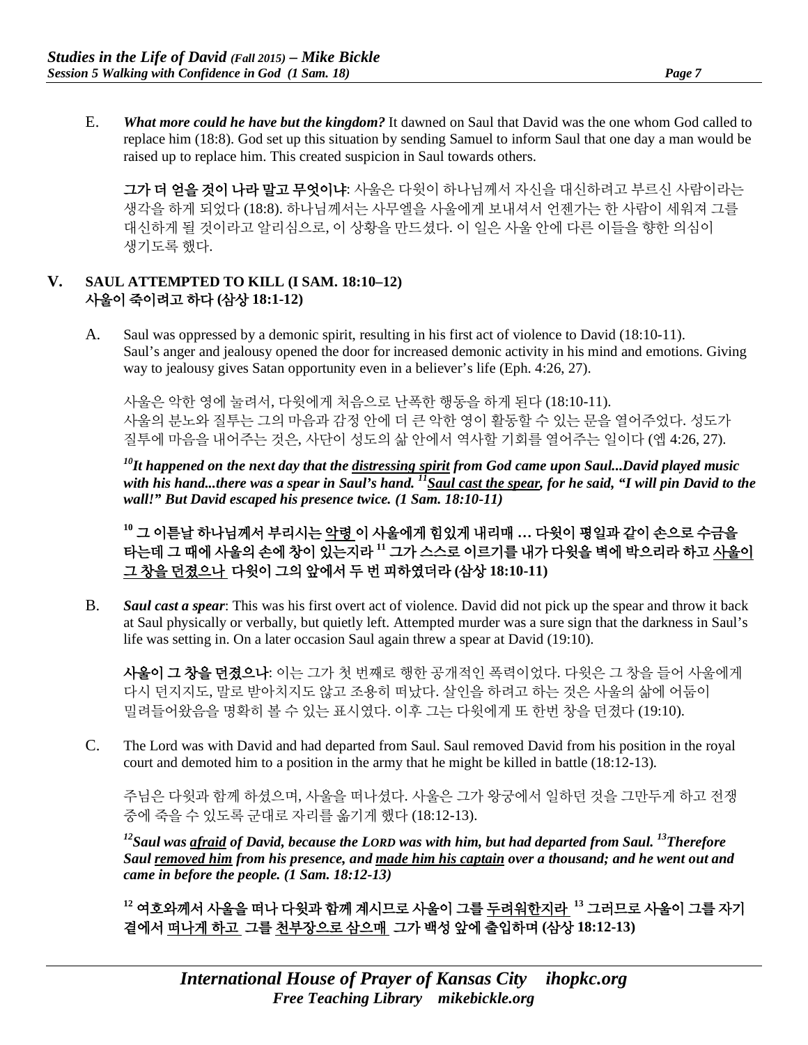E. ***What more could he have but the kingdom?*** It dawned on Saul that David was the one whom God called to replace him (18:8). God set up this situation by sending Samuel to inform Saul that one day a man would be raised up to replace him. This created suspicion in Saul towards others.

**그가 더 얻을 것이 나라 말고 무엇이냐**: 사울은 다윗이 하나님께서 자신을 대신하려고 부르신 사람이라는 생각을 하게 되었다 (18:8). 하나님께서는 사무엘을 사울에게 보내셔서 언젠가는 한 사람이 세워져 그를 대신하게 될 것이라고 알리심으로, 이 상황을 만드셨다. 이 일은 사울 안에 다른 이들을 향한 의심이 생기도록 했다.

## V. SAUL ATTEMPTED TO KILL (I SAM. 18:10–12)
## 사울이 죽이려고 하다 (삼상 18:1-12)

A. Saul was oppressed by a demonic spirit, resulting in his first act of violence to David (18:10-11). Saul's anger and jealousy opened the door for increased demonic activity in his mind and emotions. Giving way to jealousy gives Satan opportunity even in a believer's life (Eph. 4:26, 27).

사울은 악한 영에 눌려서, 다윗에게 처음으로 난폭한 행동을 하게 된다 (18:10-11). 사울의 분노와 질투는 그의 마음과 감정 안에 더 큰 악한 영이 활동할 수 있는 문을 열어주었다. 성도가 질투에 마음을 내어주는 것은, 사단이 성도의 삶 안에서 역사할 기회를 열어주는 일이다 (엡 4:26, 27).

***[10]It happened on the next day that the <u>distressing spirit</u> from God came upon Saul...David played music with his hand...there was a spear in Saul's hand. [11]<u>Saul cast the spear</u>, for he said, "I will pin David to the wall!" But David escaped his presence twice. (1 Sam. 18:10-11)***

**[10] 그 이튿날 하나님께서 부리시는 <u>악령</u>이 사울에게 힘있게 내리매 … 다윗이 평일과 같이 손으로 수금을 타는데 그 때에 사울의 손에 창이 있는지라 [11] 그가 스스로 이르기를 내가 다윗을 벽에 박으리라 하고 <u>사울이 그 창을 던졌으나</u> 다윗이 그의 앞에서 두 번 피하였더라 (삼상 18:10-11)**

B. ***Saul cast a spear***: This was his first overt act of violence. David did not pick up the spear and throw it back at Saul physically or verbally, but quietly left. Attempted murder was a sure sign that the darkness in Saul's life was setting in. On a later occasion Saul again threw a spear at David (19:10).

**사울이 그 창을 던졌으나**: 이는 그가 첫 번째로 행한 공개적인 폭력이었다. 다윗은 그 창을 들어 사울에게 다시 던지지도, 말로 받아치지도 않고 조용히 떠났다. 살인을 하려고 하는 것은 사울의 삶에 어둠이 밀려들어왔음을 명확히 볼 수 있는 표시였다. 이후 그는 다윗에게 또 한번 창을 던졌다 (19:10).

C. The Lord was with David and had departed from Saul. Saul removed David from his position in the royal court and demoted him to a position in the army that he might be killed in battle (18:12-13).

주님은 다윗과 함께 하셨으며, 사울을 떠나셨다. 사울은 그가 왕궁에서 일하던 것을 그만두게 하고 전쟁 중에 죽을 수 있도록 군대로 자리를 옮기게 했다 (18:12-13).

***[12]Saul was <u>afraid</u> of David, because the LORD was with him, but had departed from Saul. [13]Therefore Saul <u>removed him</u> from his presence, and <u>made him his captain</u> over a thousand; and he went out and came in before the people. (1 Sam. 18:12-13)***

**[12] 여호와께서 사울을 떠나 다윗과 함께 계시므로 사울이 그를 <u>두려워한지라</u> [13] 그러므로 사울이 그를 자기 곁에서 <u>떠나게 하고</u> 그를 <u>천부장으로 삼으매</u> 그가 백성 앞에 출입하며 (삼상 18:12-13)**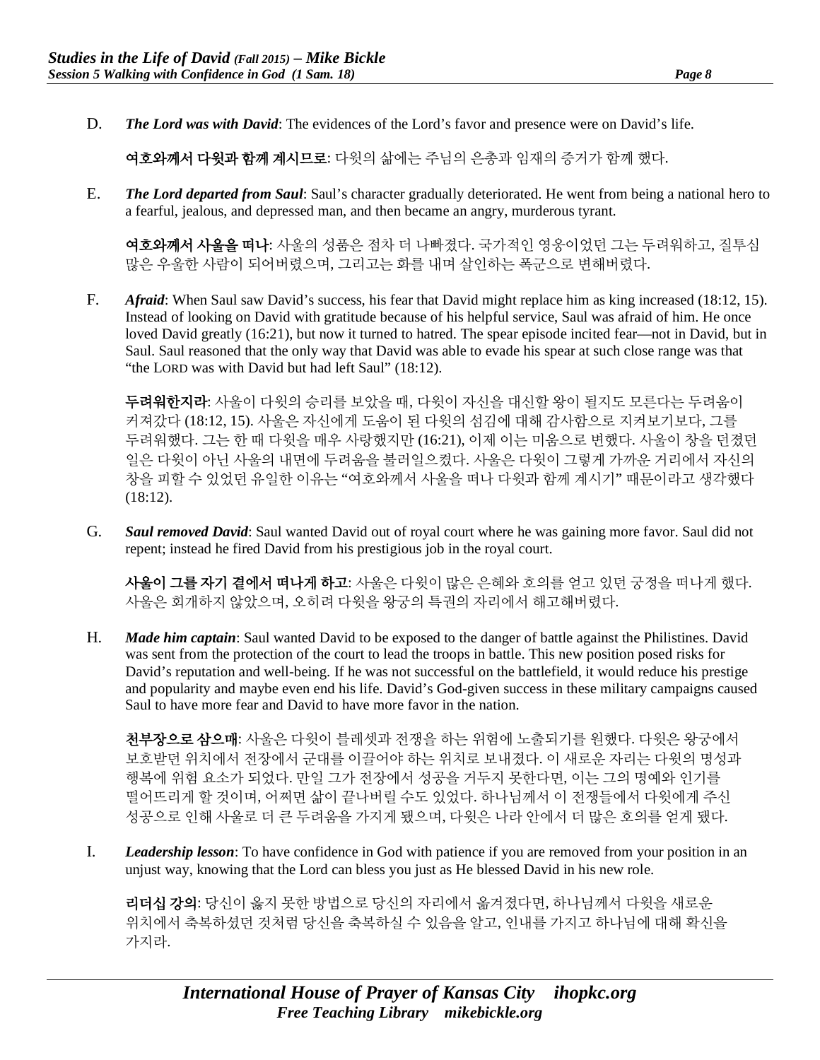D. ***The Lord was with David***: The evidences of the Lord's favor and presence were on David's life.

**여호와께서 다윗과 함께 계시므로**: 다윗의 삶에는 주님의 은총과 임재의 증거가 함께 했다.

E. ***The Lord departed from Saul***: Saul's character gradually deteriorated. He went from being a national hero to a fearful, jealous, and depressed man, and then became an angry, murderous tyrant.

**여호와께서 사울을 떠나**: 사울의 성품은 점차 더 나빠졌다. 국가적인 영웅이었던 그는 두려워하고, 질투심 많은 우울한 사람이 되어버렸으며, 그리고는 화를 내며 살인하는 폭군으로 변해버렸다.

F. ***Afraid***: When Saul saw David's success, his fear that David might replace him as king increased (18:12, 15). Instead of looking on David with gratitude because of his helpful service, Saul was afraid of him. He once loved David greatly (16:21), but now it turned to hatred. The spear episode incited fear—not in David, but in Saul. Saul reasoned that the only way that David was able to evade his spear at such close range was that "the LORD was with David but had left Saul" (18:12).

**두려워한지라**: 사울이 다윗의 승리를 보았을 때, 다윗이 자신을 대신할 왕이 될지도 모른다는 두려움이 커져갔다 (18:12, 15). 사울은 자신에게 도움이 된 다윗의 섬김에 대해 감사함으로 지켜보기보다, 그를 두려워했다. 그는 한 때 다윗을 매우 사랑했지만 (16:21), 이제 이는 미움으로 변했다. 사울이 창을 던졌던 일은 다윗이 아닌 사울의 내면에 두려움을 불러일으켰다. 사울은 다윗이 그렇게 가까운 거리에서 자신의 창을 피할 수 있었던 유일한 이유는 "여호와께서 사울을 떠나 다윗과 함께 계시기" 때문이라고 생각했다 (18:12).

G. ***Saul removed David***: Saul wanted David out of royal court where he was gaining more favor. Saul did not repent; instead he fired David from his prestigious job in the royal court.

**사울이 그를 자기 곁에서 떠나게 하고**: 사울은 다윗이 많은 은혜와 호의를 얻고 있던 궁정을 떠나게 했다. 사울은 회개하지 않았으며, 오히려 다윗을 왕궁의 특권의 자리에서 해고해버렸다.

H. ***Made him captain***: Saul wanted David to be exposed to the danger of battle against the Philistines. David was sent from the protection of the court to lead the troops in battle. This new position posed risks for David's reputation and well-being. If he was not successful on the battlefield, it would reduce his prestige and popularity and maybe even end his life. David's God-given success in these military campaigns caused Saul to have more fear and David to have more favor in the nation.

**천부장으로 삼으매**: 사울은 다윗이 블레셋과 전쟁을 하는 위험에 노출되기를 원했다. 다윗은 왕궁에서 보호받던 위치에서 전장에서 군대를 이끌어야 하는 위치로 보내졌다. 이 새로운 자리는 다윗의 명성과 행복에 위험 요소가 되었다. 만일 그가 전장에서 성공을 거두지 못한다면, 이는 그의 명예와 인기를 떨어뜨리게 할 것이며, 어쩌면 삶이 끝나버릴 수도 있었다. 하나님께서 이 전쟁들에서 다윗에게 주신 성공으로 인해 사울로 더 큰 두려움을 가지게 됐으며, 다윗은 나라 안에서 더 많은 호의를 얻게 됐다.

I. ***Leadership lesson***: To have confidence in God with patience if you are removed from your position in an unjust way, knowing that the Lord can bless you just as He blessed David in his new role.

**리더십 강의**: 당신이 옳지 못한 방법으로 당신의 자리에서 옮겨졌다면, 하나님께서 다윗을 새로운 위치에서 축복하셨던 것처럼 당신을 축복하실 수 있음을 알고, 인내를 가지고 하나님에 대해 확신을 가지라.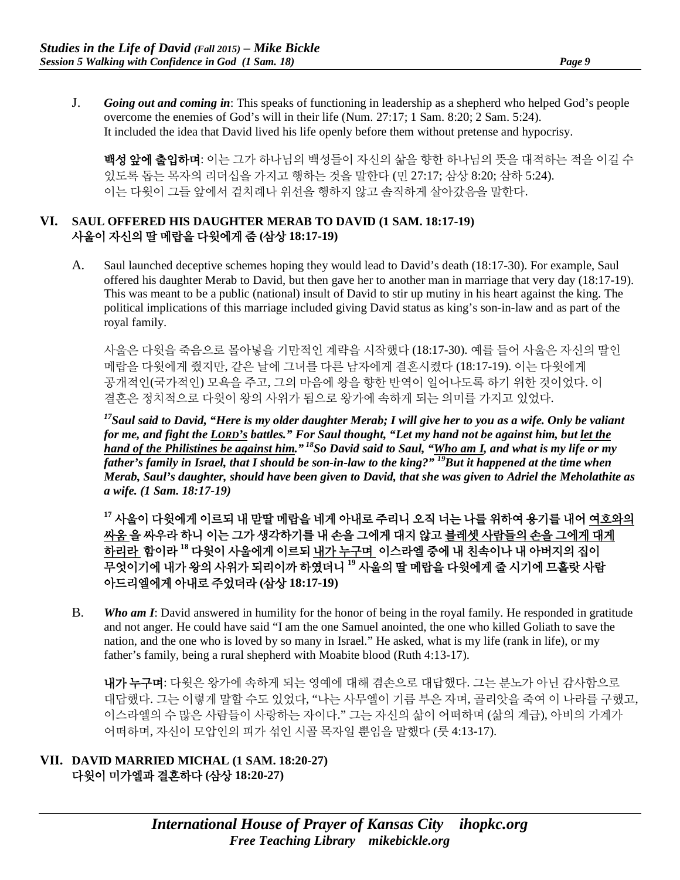J. ***Going out and coming in***: This speaks of functioning in leadership as a shepherd who helped God's people overcome the enemies of God's will in their life (Num. 27:17; 1 Sam. 8:20; 2 Sam. 5:24). It included the idea that David lived his life openly before them without pretense and hypocrisy.

**백성 앞에 출입하며**: 이는 그가 하나님의 백성들이 자신의 삶을 향한 하나님의 뜻을 대적하는 적을 이길 수 있도록 돕는 목자의 리더십을 가지고 행하는 것을 말한다 (민 27:17; 삼상 8:20; 삼하 5:24). 이는 다윗이 그들 앞에서 겉치레나 위선을 행하지 않고 솔직하게 살아갔음을 말한다.

## VI. SAUL OFFERED HIS DAUGHTER MERAB TO DAVID (1 SAM. 18:17-19) 사울이 자신의 딸 메랍을 다윗에게 줌 (삼상 18:17-19)

A. Saul launched deceptive schemes hoping they would lead to David's death (18:17-30). For example, Saul offered his daughter Merab to David, but then gave her to another man in marriage that very day (18:17-19). This was meant to be a public (national) insult of David to stir up mutiny in his heart against the king. The political implications of this marriage included giving David status as king's son-in-law and as part of the royal family.

사울은 다윗을 죽음으로 몰아넣을 기만적인 계략을 시작했다 (18:17-30). 예를 들어 사울은 자신의 딸인 메랍을 다윗에게 줬지만, 같은 날에 그녀를 다른 남자에게 결혼시켰다 (18:17-19). 이는 다윗에게 공개적인(국가적인) 모욕을 주고, 그의 마음에 왕을 향한 반역이 일어나도록 하기 위한 것이었다. 이 결혼은 정치적으로 다윗이 왕의 사위가 됨으로 왕가에 속하게 되는 의미를 가지고 있었다.

***[17]Saul said to David, "Here is my older daughter Merab; I will give her to you as a wife. Only be valiant for me, and fight the <u>LORD's</u> battles." For Saul thought, "Let my hand not be against him, but <u>let the hand of the Philistines be against him</u>." [18]So David said to Saul, "<u>Who am I</u>, and what is my life or my father's family in Israel, that I should be son-in-law to the king?" [19]But it happened at the time when Merab, Saul's daughter, should have been given to David, that she was given to Adriel the Meholathite as a wife. (1 Sam. 18:17-19)***

**[17] 사울이 다윗에게 이르되 내 맏딸 메랍을 네게 아내로 주리니 오직 너는 나를 위하여 용기를 내어 <u>여호와의 싸움</u> 을 싸우라 하니 이는 그가 생각하기를 내 손을 그에게 대지 않고 <u>블레셋 사람들의 손을 그에게 대게 하리라</u> 함이라 [18] 다윗이 사울에게 이르되 <u>내가 누구며</u> 이스라엘 중에 내 친속이나 내 아버지의 집이 무엇이기에 내가 왕의 사위가 되리이까 하였더니 [19] 사울의 딸 메랍을 다윗에게 줄 시기에 므홀랏 사람 아드리엘에게 아내로 주었더라 (삼상 18:17-19)**

B. ***Who am I***: David answered in humility for the honor of being in the royal family. He responded in gratitude and not anger. He could have said "I am the one Samuel anointed, the one who killed Goliath to save the nation, and the one who is loved by so many in Israel." He asked, what is my life (rank in life), or my father's family, being a rural shepherd with Moabite blood (Ruth 4:13-17).

**내가 누구며**: 다윗은 왕가에 속하게 되는 영예에 대해 겸손으로 대답했다. 그는 분노가 아닌 감사함으로 대답했다. 그는 이렇게 말할 수도 있었다, "나는 사무엘이 기름 부은 자며, 골리앗을 죽여 이 나라를 구했고, 이스라엘의 수 많은 사람들이 사랑하는 자이다." 그는 자신의 삶이 어떠하며 (삶의 계급), 아비의 가계가 어떠하며, 자신이 모압인의 피가 섞인 시골 목자일 뿐임을 말했다 (룻 4:13-17).

## VII. DAVID MARRIED MICHAL (1 SAM. 18:20-27) 다윗이 미가엘과 결혼하다 (삼상 18:20-27)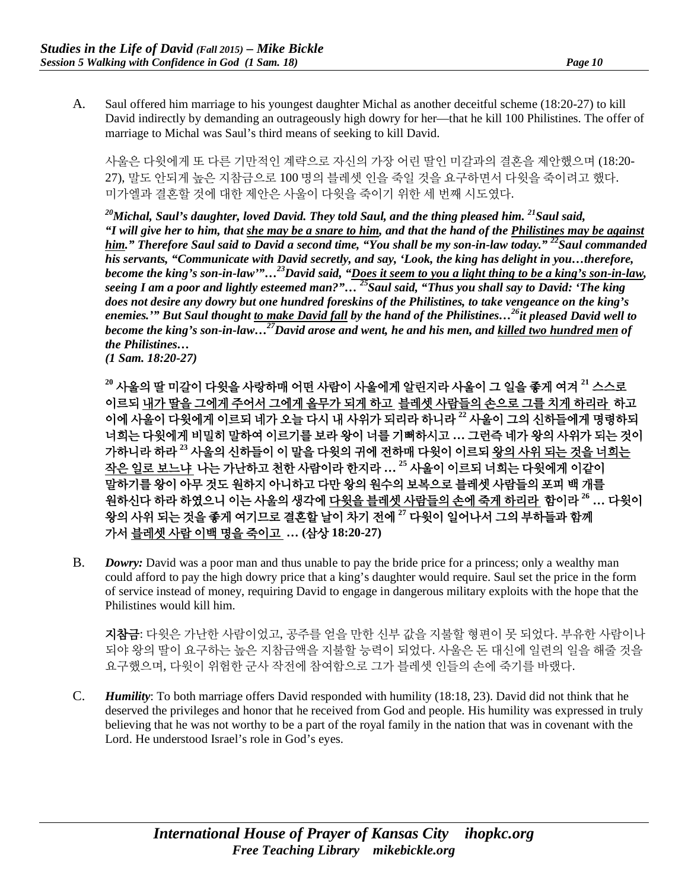A. Saul offered him marriage to his youngest daughter Michal as another deceitful scheme (18:20-27) to kill David indirectly by demanding an outrageously high dowry for her—that he kill 100 Philistines. The offer of marriage to Michal was Saul's third means of seeking to kill David.

사울은 다윗에게 또 다른 기만적인 계략으로 자신의 가장 어린 딸인 미갈과의 결혼을 제안했으며 (18:20-27), 말도 안되게 높은 지참금으로 100 명의 블레셋 인을 죽일 것을 요구하면서 다윗을 죽이려고 했다. 미가엘과 결혼할 것에 대한 제안은 사울이 다윗을 죽이기 위한 세 번째 시도였다.

***[20]Michal, Saul's daughter, loved David. They told Saul, and the thing pleased him. [21]Saul said, "I will give her to him, that <u>she may be a snare to him</u>, and that the hand of the <u>Philistines may be against him</u>." Therefore Saul said to David a second time, "You shall be my son-in-law today." [22]Saul commanded his servants, "Communicate with David secretly, and say, 'Look, the king has delight in you…therefore, become the king's son-in-law'"…[23]David said, "<u>Does it seem to you a light thing to be a king's son-in-law</u>, seeing I am a poor and lightly esteemed man?"… [25]Saul said, "Thus you shall say to David: 'The king does not desire any dowry but one hundred foreskins of the Philistines, to take vengeance on the king's enemies.'" But Saul thought <u>to make David fall</u> by the hand of the Philistines…[26]it pleased David well to become the king's son-in-law…[27]David arose and went, he and his men, and <u>killed two hundred men</u> of the Philistines…***
***(1 Sam. 18:20-27)***

**[20] 사울의 딸 미갈이 다윗을 사랑하매 어떤 사람이 사울에게 알린지라 사울이 그 일을 좋게 여겨 [21] 스스로 이르되 <u>내가 딸을 그에게 주어서 그에게 올무가 되게 하고 블레셋 사람들의 손으로 그를 치게 하리라</u> 하고 이에 사울이 다윗에게 이르되 네가 오늘 다시 내 사위가 되리라 하니라 [22] 사울이 그의 신하들에게 명령하되 너희는 다윗에게 비밀히 말하여 이르기를 보라 왕이 너를 기뻐하시고 … 그런즉 네가 왕의 사위가 되는 것이 가하니라 하라 [23] 사울의 신하들이 이 말을 다윗의 귀에 전하매 다윗이 이르되 <u>왕의 사위 되는 것을 너희는 작은 일로 보느냐</u> 나는 가난하고 천한 사람이라 한지라 … [25] 사울이 이르되 너희는 다윗에게 이같이 말하기를 왕이 아무 것도 원하지 아니하고 다만 왕의 원수의 보복으로 블레셋 사람들의 포피 백 개를 원하신다 하라 하였으니 이는 사울의 생각에 <u>다윗을 블레셋 사람들의 손에 죽게 하리라</u> 함이라 [26] … 다윗이 왕의 사위 되는 것을 좋게 여기므로 결혼할 날이 차기 전에 [27] 다윗이 일어나서 그의 부하들과 함께 가서 <u>블레셋 사람 이백 명을 죽이고</u> … (삼상 18:20-27)**

B. ***Dowry:*** David was a poor man and thus unable to pay the bride price for a princess; only a wealthy man could afford to pay the high dowry price that a king's daughter would require. Saul set the price in the form of service instead of money, requiring David to engage in dangerous military exploits with the hope that the Philistines would kill him.

**지참금**: 다윗은 가난한 사람이었고, 공주를 얻을 만한 신부 값을 지불할 형편이 못 되었다. 부유한 사람이나 되야 왕의 딸이 요구하는 높은 지참금액을 지불할 능력이 되었다. 사울은 돈 대신에 일련의 일을 해줄 것을 요구했으며, 다윗이 위험한 군사 작전에 참여함으로 그가 블레셋 인들의 손에 죽기를 바랬다.

C. ***Humility***: To both marriage offers David responded with humility (18:18, 23). David did not think that he deserved the privileges and honor that he received from God and people. His humility was expressed in truly believing that he was not worthy to be a part of the royal family in the nation that was in covenant with the Lord. He understood Israel's role in God's eyes.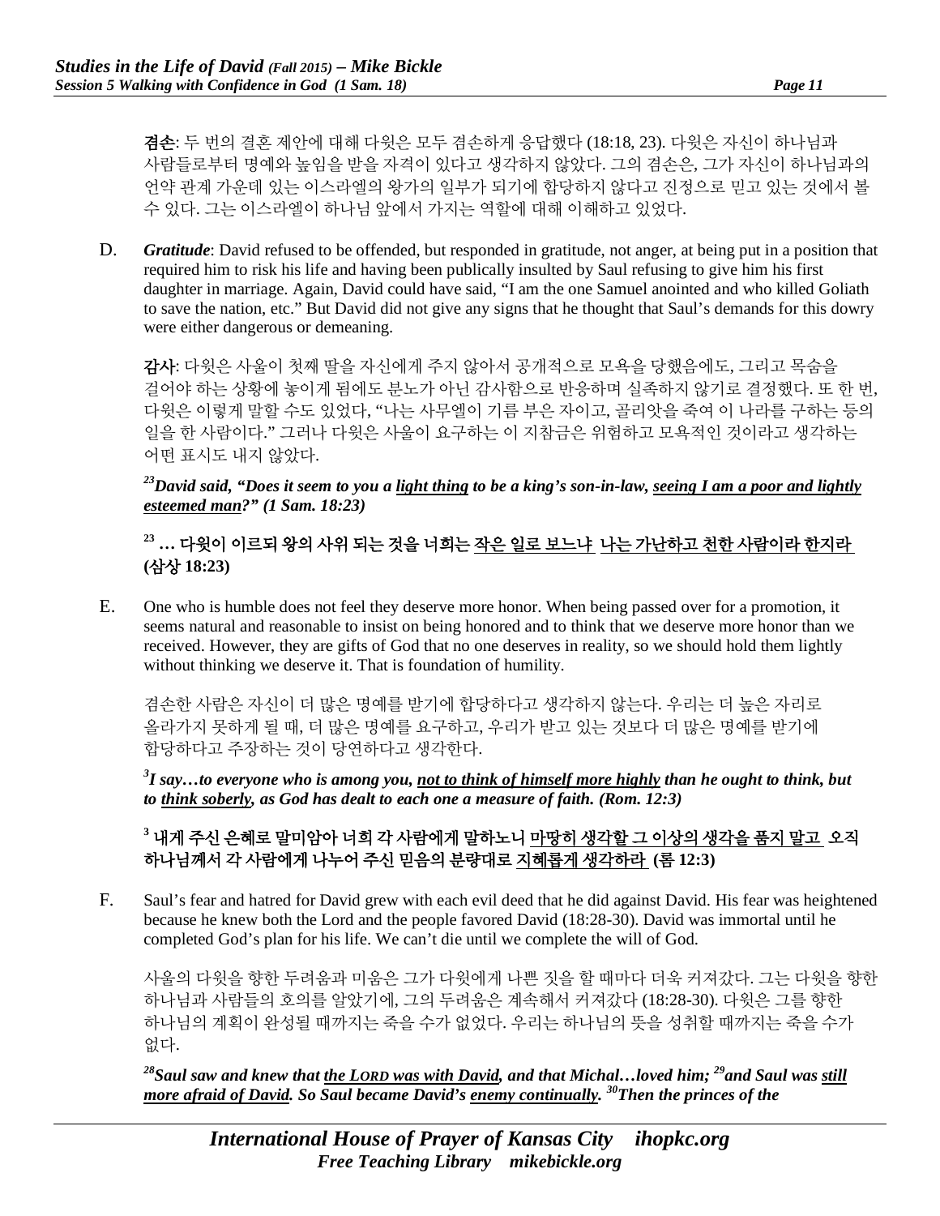**겸손**: 두 번의 결혼 제안에 대해 다윗은 모두 겸손하게 응답했다 (18:18, 23). 다윗은 자신이 하나님과 사람들로부터 명예와 높임을 받을 자격이 있다고 생각하지 않았다. 그의 겸손은, 그가 자신이 하나님과의 언약 관계 가운데 있는 이스라엘의 왕가의 일부가 되기에 합당하지 않다고 진정으로 믿고 있는 것에서 볼 수 있다. 그는 이스라엘이 하나님 앞에서 가지는 역할에 대해 이해하고 있었다.

D. ***Gratitude***: David refused to be offended, but responded in gratitude, not anger, at being put in a position that required him to risk his life and having been publically insulted by Saul refusing to give him his first daughter in marriage. Again, David could have said, "I am the one Samuel anointed and who killed Goliath to save the nation, etc." But David did not give any signs that he thought that Saul's demands for this dowry were either dangerous or demeaning.

**감사**: 다윗은 사울이 첫째 딸을 자신에게 주지 않아서 공개적으로 모욕을 당했음에도, 그리고 목숨을 걸어야 하는 상황에 놓이게 됨에도 분노가 아닌 감사함으로 반응하며 실족하지 않기로 결정했다. 또 한 번, 다윗은 이렇게 말할 수도 있었다, "나는 사무엘이 기름 부은 자이고, 골리앗을 죽여 이 나라를 구하는 등의 일을 한 사람이다." 그러나 다윗은 사울이 요구하는 이 지참금은 위험하고 모욕적인 것이라고 생각하는 어떤 표시도 내지 않았다.

***[23]David said, "Does it seem to you a <u>light thing</u> to be a king's son-in-law, <u>seeing I am a poor and lightly esteemed man</u>?" (1 Sam. 18:23)***

**[23] … 다윗이 이르되 왕의 사위 되는 것을 너희는 <u>작은 일로 보느냐</u> <u>나는 가난하고 천한 사람이라 한지라</u> (삼상 18:23)**

E. One who is humble does not feel they deserve more honor. When being passed over for a promotion, it seems natural and reasonable to insist on being honored and to think that we deserve more honor than we received. However, they are gifts of God that no one deserves in reality, so we should hold them lightly without thinking we deserve it. That is foundation of humility.

겸손한 사람은 자신이 더 많은 명예를 받기에 합당하다고 생각하지 않는다. 우리는 더 높은 자리로 올라가지 못하게 될 때, 더 많은 명예를 요구하고, 우리가 받고 있는 것보다 더 많은 명예를 받기에 합당하다고 주장하는 것이 당연하다고 생각한다.

***[3]I say…to everyone who is among you, <u>not to think of himself more highly</u> than he ought to think, but to <u>think soberly</u>, as God has dealt to each one a measure of faith. (Rom. 12:3)***

**[3] 내게 주신 은혜로 말미암아 너희 각 사람에게 말하노니 <u>마땅히 생각할 그 이상의 생각을 품지 말고</u> 오직 하나님께서 각 사람에게 나누어 주신 믿음의 분량대로 <u>지혜롭게 생각하라</u> (롬 12:3)**

F. Saul's fear and hatred for David grew with each evil deed that he did against David. His fear was heightened because he knew both the Lord and the people favored David (18:28-30). David was immortal until he completed God's plan for his life. We can't die until we complete the will of God.

사울의 다윗을 향한 두려움과 미움은 그가 다윗에게 나쁜 짓을 할 때마다 더욱 커져갔다. 그는 다윗을 향한 하나님과 사람들의 호의를 알았기에, 그의 두려움은 계속해서 커져갔다 (18:28-30). 다윗은 그를 향한 하나님의 계획이 완성될 때까지는 죽을 수가 없었다. 우리는 하나님의 뜻을 성취할 때까지는 죽을 수가 없다.

***[28]Saul saw and knew that <u>the LORD was with David</u>, and that Michal…loved him; [29]and Saul was <u>still more afraid of David</u>. So Saul became David's <u>enemy continually</u>. [30]Then the princes of the***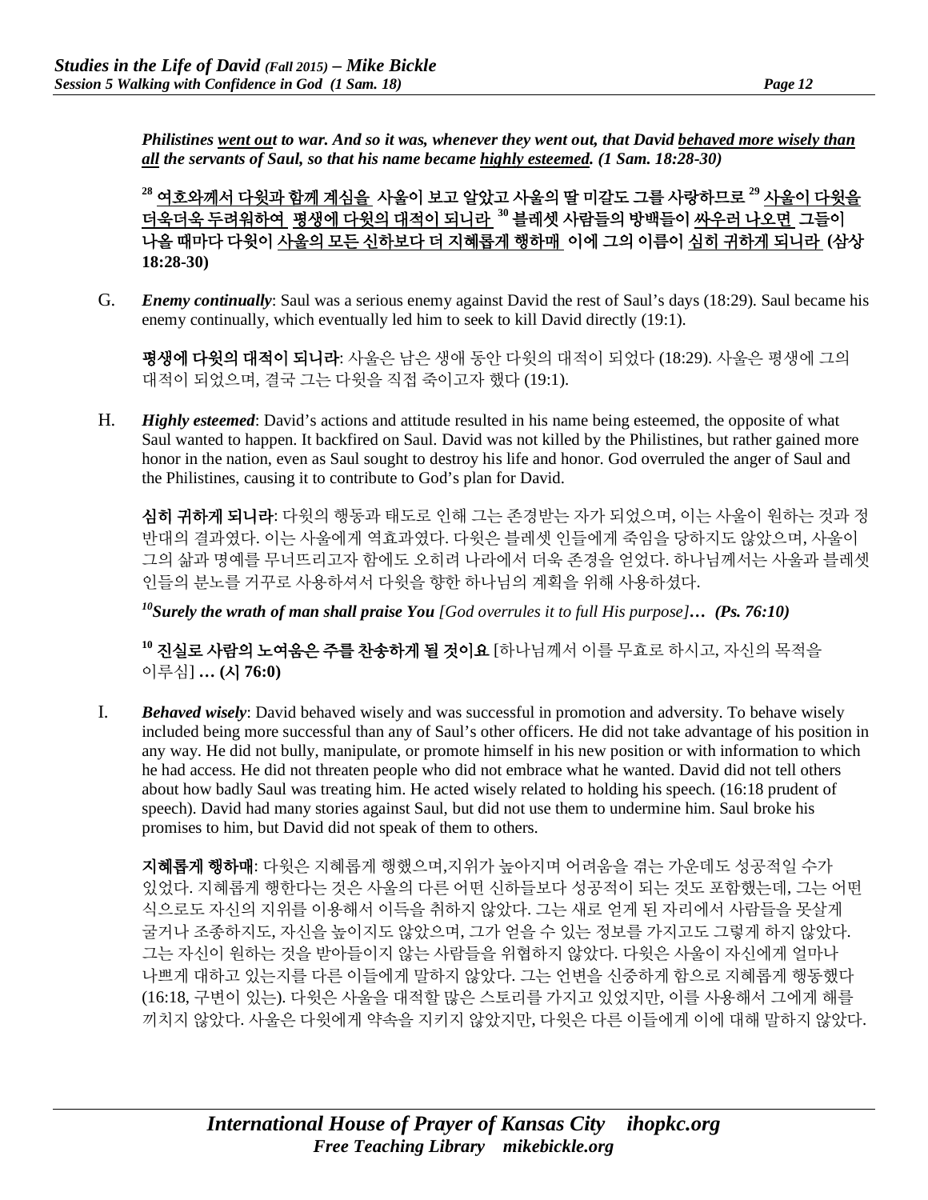***Philistines <u>went out</u> to war. And so it was, whenever they went out, that David <u>behaved more wisely than all</u> the servants of Saul, so that his name became <u>highly esteemed</u>. (1 Sam. 18:28-30)***

**[28] <u>여호와께서 다윗과 함께 계심을</u> 사울이 보고 알았고 사울의 딸 미갈도 그를 사랑하므로 [29] <u>사울이 다윗을 더욱더욱 두려워하여</u> <u>평생에 다윗의 대적이 되니라</u> [30] 블레셋 사람들의 방백들이 <u>싸우러 나오면</u> 그들이 나올 때마다 다윗이 <u>사울의 모든 신하보다 더 지혜롭게 행하매</u> 이에 그의 이름이 <u>심히 귀하게 되니라</u> (삼상 18:28-30)**

G. ***Enemy continually***: Saul was a serious enemy against David the rest of Saul's days (18:29). Saul became his enemy continually, which eventually led him to seek to kill David directly (19:1).

**평생에 다윗의 대적이 되니라**: 사울은 남은 생애 동안 다윗의 대적이 되었다 (18:29). 사울은 평생에 그의 대적이 되었으며, 결국 그는 다윗을 직접 죽이고자 했다 (19:1).

H. ***Highly esteemed***: David's actions and attitude resulted in his name being esteemed, the opposite of what Saul wanted to happen. It backfired on Saul. David was not killed by the Philistines, but rather gained more honor in the nation, even as Saul sought to destroy his life and honor. God overruled the anger of Saul and the Philistines, causing it to contribute to God's plan for David.

**심히 귀하게 되니라**: 다윗의 행동과 태도로 인해 그는 존경받는 자가 되었으며, 이는 사울이 원하는 것과 정반대의 결과였다. 이는 사울에게 역효과였다. 다윗은 블레셋 인들에게 죽임을 당하지도 않았으며, 사울이 그의 삶과 명예를 무너뜨리고자 함에도 오히려 나라에서 더욱 존경을 얻었다. 하나님께서는 사울과 블레셋 인들의 분노를 거꾸로 사용하셔서 다윗을 향한 하나님의 계획을 위해 사용하셨다.

***[10]Surely the wrath of man shall praise You** [God overrules it to full His purpose]**… (Ps. 76:10)***

**[10] 진실로 사람의 노여움은 주를 찬송하게 될 것이요** [하나님께서 이를 무효로 하시고, 자신의 목적을 이루심] **… (시 76:0)**

I. ***Behaved wisely***: David behaved wisely and was successful in promotion and adversity. To behave wisely included being more successful than any of Saul's other officers. He did not take advantage of his position in any way. He did not bully, manipulate, or promote himself in his new position or with information to which he had access. He did not threaten people who did not embrace what he wanted. David did not tell others about how badly Saul was treating him. He acted wisely related to holding his speech. (16:18 prudent of speech). David had many stories against Saul, but did not use them to undermine him. Saul broke his promises to him, but David did not speak of them to others.

**지혜롭게 행하매**: 다윗은 지혜롭게 행했으며,지위가 높아지며 어려움을 겪는 가운데도 성공적일 수가 있었다. 지혜롭게 행한다는 것은 사울의 다른 어떤 신하들보다 성공적이 되는 것도 포함했는데, 그는 어떤 식으로도 자신의 지위를 이용해서 이득을 취하지 않았다. 그는 새로 얻게 된 자리에서 사람들을 못살게 굴거나 조종하지도, 자신을 높이지도 않았으며, 그가 얻을 수 있는 정보를 가지고도 그렇게 하지 않았다. 그는 자신이 원하는 것을 받아들이지 않는 사람들을 위협하지 않았다. 다윗은 사울이 자신에게 얼마나 나쁘게 대하고 있는지를 다른 이들에게 말하지 않았다. 그는 언변을 신중하게 함으로 지혜롭게 행동했다 (16:18, 구변이 있는). 다윗은 사울을 대적할 많은 스토리를 가지고 있었지만, 이를 사용해서 그에게 해를 끼치지 않았다. 사울은 다윗에게 약속을 지키지 않았지만, 다윗은 다른 이들에게 이에 대해 말하지 않았다.